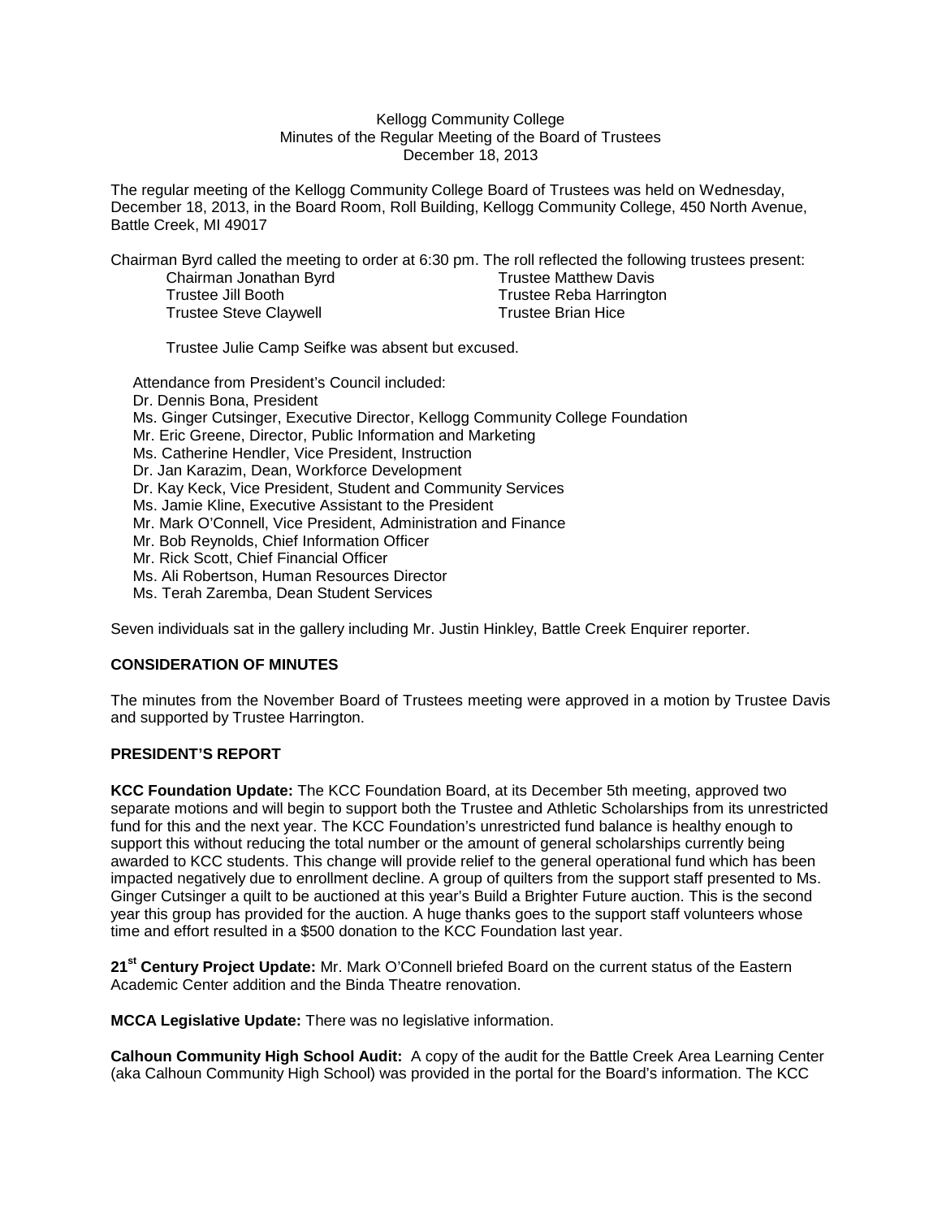Kellogg Community College
Minutes of the Regular Meeting of the Board of Trustees
December 18, 2013

The regular meeting of the Kellogg Community College Board of Trustees was held on Wednesday, December 18, 2013, in the Board Room, Roll Building, Kellogg Community College, 450 North Avenue, Battle Creek, MI 49017

Chairman Byrd called the meeting to order at 6:30 pm. The roll reflected the following trustees present:

Chairman Jonathan Byrd
Trustee Jill Booth
Trustee Steve Claywell
Trustee Matthew Davis
Trustee Reba Harrington
Trustee Brian Hice

Trustee Julie Camp Seifke was absent but excused.

Attendance from President's Council included:
Dr. Dennis Bona, President
Ms. Ginger Cutsinger, Executive Director, Kellogg Community College Foundation
Mr. Eric Greene, Director, Public Information and Marketing
Ms. Catherine Hendler, Vice President, Instruction
Dr. Jan Karazim, Dean, Workforce Development
Dr. Kay Keck, Vice President, Student and Community Services
Ms. Jamie Kline, Executive Assistant to the President
Mr. Mark O'Connell, Vice President, Administration and Finance
Mr. Bob Reynolds, Chief Information Officer
Mr. Rick Scott, Chief Financial Officer
Ms. Ali Robertson, Human Resources Director
Ms. Terah Zaremba, Dean Student Services

Seven individuals sat in the gallery including Mr. Justin Hinkley, Battle Creek Enquirer reporter.

**CONSIDERATION OF MINUTES**

The minutes from the November Board of Trustees meeting were approved in a motion by Trustee Davis and supported by Trustee Harrington.

**PRESIDENT'S REPORT**

**KCC Foundation Update:** The KCC Foundation Board, at its December 5th meeting, approved two separate motions and will begin to support both the Trustee and Athletic Scholarships from its unrestricted fund for this and the next year. The KCC Foundation's unrestricted fund balance is healthy enough to support this without reducing the total number or the amount of general scholarships currently being awarded to KCC students. This change will provide relief to the general operational fund which has been impacted negatively due to enrollment decline. A group of quilters from the support staff presented to Ms. Ginger Cutsinger a quilt to be auctioned at this year's Build a Brighter Future auction. This is the second year this group has provided for the auction. A huge thanks goes to the support staff volunteers whose time and effort resulted in a $500 donation to the KCC Foundation last year.

**21st Century Project Update:** Mr. Mark O'Connell briefed Board on the current status of the Eastern Academic Center addition and the Binda Theatre renovation.

**MCCA Legislative Update:** There was no legislative information.

**Calhoun Community High School Audit:** A copy of the audit for the Battle Creek Area Learning Center (aka Calhoun Community High School) was provided in the portal for the Board's information. The KCC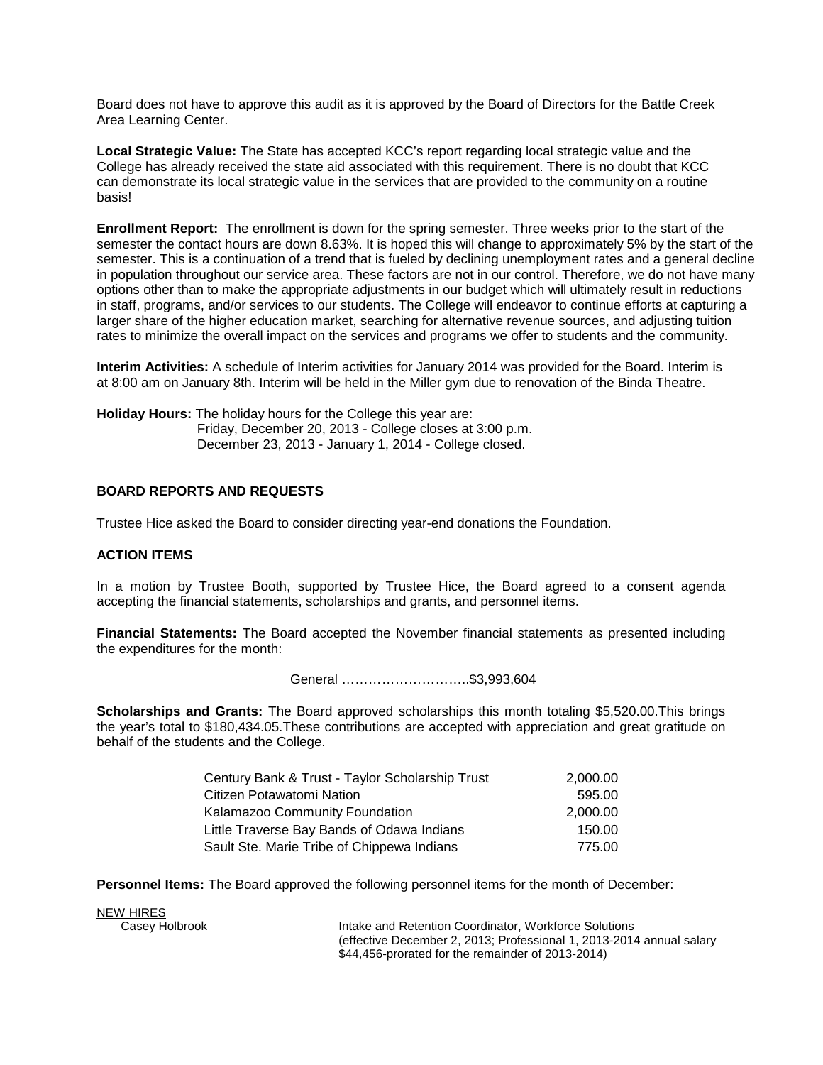Board does not have to approve this audit as it is approved by the Board of Directors for the Battle Creek Area Learning Center.

**Local Strategic Value:** The State has accepted KCC's report regarding local strategic value and the College has already received the state aid associated with this requirement. There is no doubt that KCC can demonstrate its local strategic value in the services that are provided to the community on a routine basis!

**Enrollment Report:** The enrollment is down for the spring semester. Three weeks prior to the start of the semester the contact hours are down 8.63%. It is hoped this will change to approximately 5% by the start of the semester. This is a continuation of a trend that is fueled by declining unemployment rates and a general decline in population throughout our service area. These factors are not in our control. Therefore, we do not have many options other than to make the appropriate adjustments in our budget which will ultimately result in reductions in staff, programs, and/or services to our students. The College will endeavor to continue efforts at capturing a larger share of the higher education market, searching for alternative revenue sources, and adjusting tuition rates to minimize the overall impact on the services and programs we offer to students and the community.

**Interim Activities:** A schedule of Interim activities for January 2014 was provided for the Board. Interim is at 8:00 am on January 8th. Interim will be held in the Miller gym due to renovation of the Binda Theatre.

**Holiday Hours:** The holiday hours for the College this year are:
Friday, December 20, 2013 - College closes at 3:00 p.m.
December 23, 2013 - January 1, 2014 - College closed.

## BOARD REPORTS AND REQUESTS

Trustee Hice asked the Board to consider directing year-end donations the Foundation.

## ACTION ITEMS

In a motion by Trustee Booth, supported by Trustee Hice, the Board agreed to a consent agenda accepting the financial statements, scholarships and grants, and personnel items.

**Financial Statements:** The Board accepted the November financial statements as presented including the expenditures for the month:

General ………………………..$3,993,604

**Scholarships and Grants:** The Board approved scholarships this month totaling $5,520.00.This brings the year's total to $180,434.05.These contributions are accepted with appreciation and great gratitude on behalf of the students and the College.

| | |
|---|---|
| Century Bank & Trust - Taylor Scholarship Trust | 2,000.00 |
| Citizen Potawatomi Nation | 595.00 |
| Kalamazoo Community Foundation | 2,000.00 |
| Little Traverse Bay Bands of Odawa Indians | 150.00 |
| Sault Ste. Marie Tribe of Chippewa Indians | 775.00 |

**Personnel Items:** The Board approved the following personnel items for the month of December:

NEW HIRES

Casey Holbrook — Intake and Retention Coordinator, Workforce Solutions (effective December 2, 2013; Professional 1, 2013-2014 annual salary $44,456-prorated for the remainder of 2013-2014)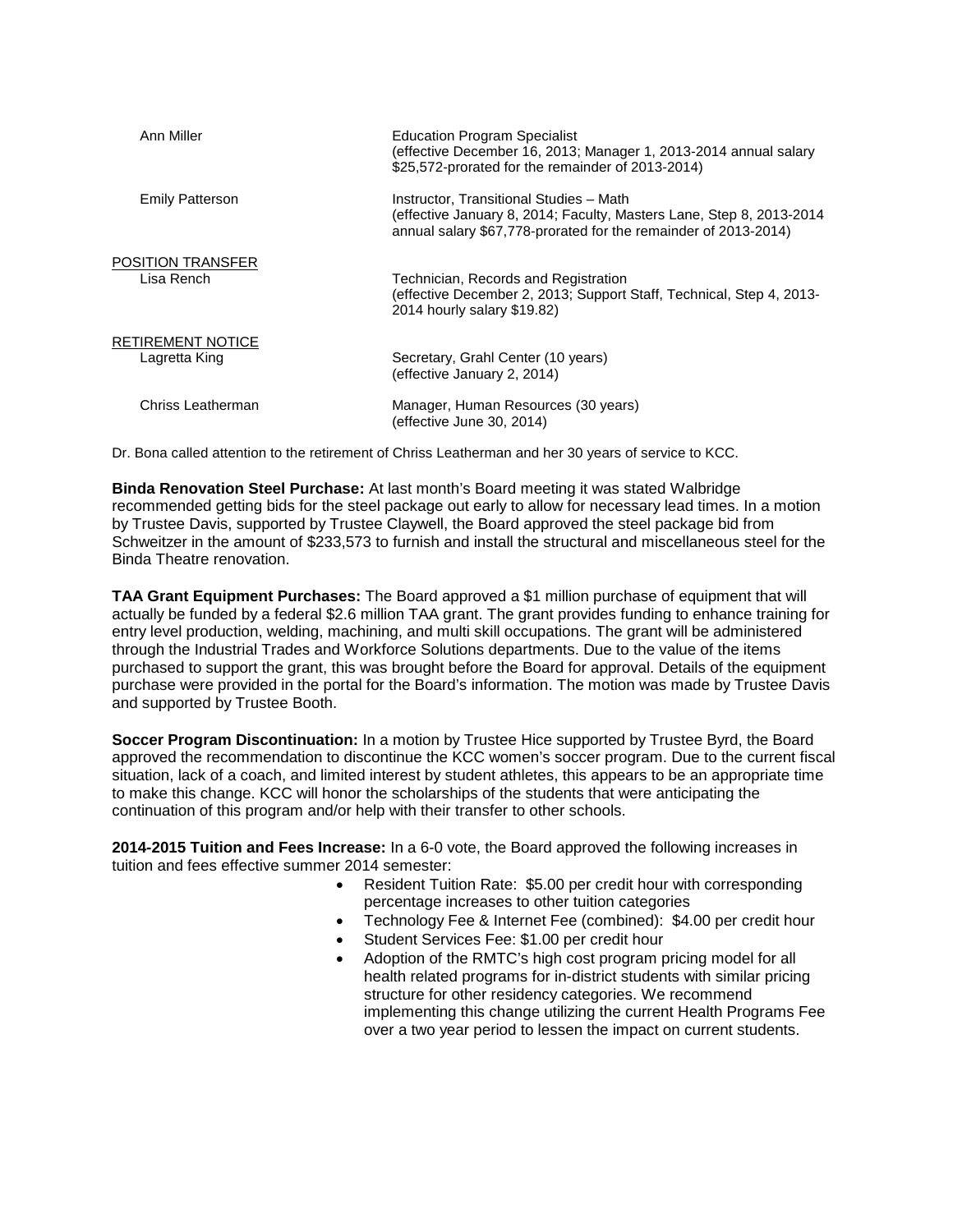| | |
|---|---|
| Ann Miller | Education Program Specialist (effective December 16, 2013; Manager 1, 2013-2014 annual salary $25,572-prorated for the remainder of 2013-2014) |
| Emily Patterson | Instructor, Transitional Studies – Math (effective January 8, 2014; Faculty, Masters Lane, Step 8, 2013-2014 annual salary $67,778-prorated for the remainder of 2013-2014) |
| POSITION TRANSFER | |
| Lisa Rench | Technician, Records and Registration (effective December 2, 2013; Support Staff, Technical, Step 4, 2013-2014 hourly salary $19.82) |
| RETIREMENT NOTICE | |
| Lagretta King | Secretary, Grahl Center (10 years) (effective January 2, 2014) |
| Chriss Leatherman | Manager, Human Resources (30 years) (effective June 30, 2014) |

Dr. Bona called attention to the retirement of Chriss Leatherman and her 30 years of service to KCC.

**Binda Renovation Steel Purchase:** At last month's Board meeting it was stated Walbridge recommended getting bids for the steel package out early to allow for necessary lead times. In a motion by Trustee Davis, supported by Trustee Claywell, the Board approved the steel package bid from Schweitzer in the amount of $233,573 to furnish and install the structural and miscellaneous steel for the Binda Theatre renovation.

**TAA Grant Equipment Purchases:** The Board approved a $1 million purchase of equipment that will actually be funded by a federal $2.6 million TAA grant. The grant provides funding to enhance training for entry level production, welding, machining, and multi skill occupations. The grant will be administered through the Industrial Trades and Workforce Solutions departments. Due to the value of the items purchased to support the grant, this was brought before the Board for approval. Details of the equipment purchase were provided in the portal for the Board's information. The motion was made by Trustee Davis and supported by Trustee Booth.

**Soccer Program Discontinuation:** In a motion by Trustee Hice supported by Trustee Byrd, the Board approved the recommendation to discontinue the KCC women's soccer program. Due to the current fiscal situation, lack of a coach, and limited interest by student athletes, this appears to be an appropriate time to make this change. KCC will honor the scholarships of the students that were anticipating the continuation of this program and/or help with their transfer to other schools.

**2014-2015 Tuition and Fees Increase:** In a 6-0 vote, the Board approved the following increases in tuition and fees effective summer 2014 semester:

- Resident Tuition Rate: $5.00 per credit hour with corresponding percentage increases to other tuition categories
- Technology Fee & Internet Fee (combined): $4.00 per credit hour
- Student Services Fee: $1.00 per credit hour
- Adoption of the RMTC's high cost program pricing model for all health related programs for in-district students with similar pricing structure for other residency categories. We recommend implementing this change utilizing the current Health Programs Fee over a two year period to lessen the impact on current students.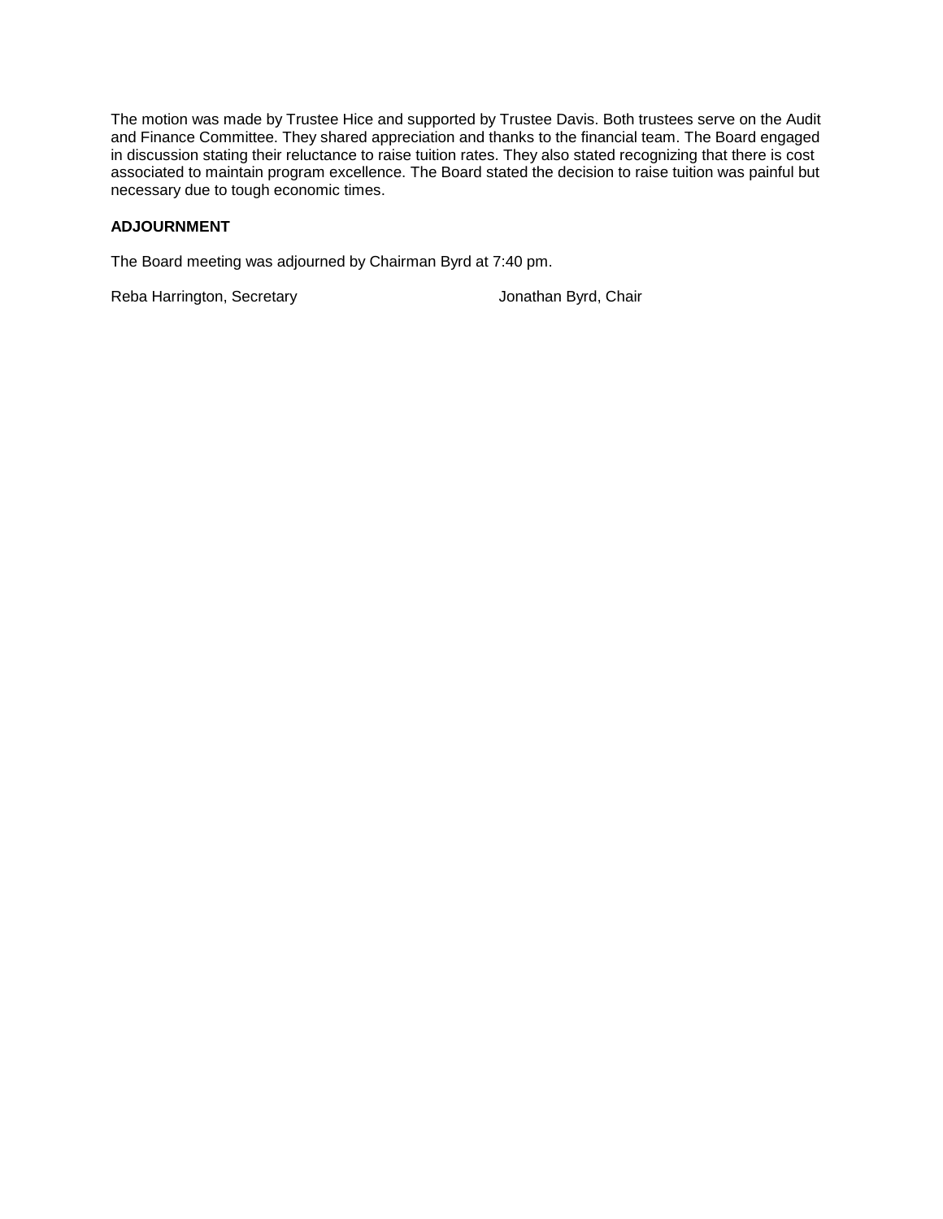The motion was made by Trustee Hice and supported by Trustee Davis. Both trustees serve on the Audit and Finance Committee. They shared appreciation and thanks to the financial team. The Board engaged in discussion stating their reluctance to raise tuition rates. They also stated recognizing that there is cost associated to maintain program excellence. The Board stated the decision to raise tuition was painful but necessary due to tough economic times.

**ADJOURNMENT**

The Board meeting was adjourned by Chairman Byrd at 7:40 pm.

Reba Harrington, Secretary　　　　　　　　Jonathan Byrd, Chair